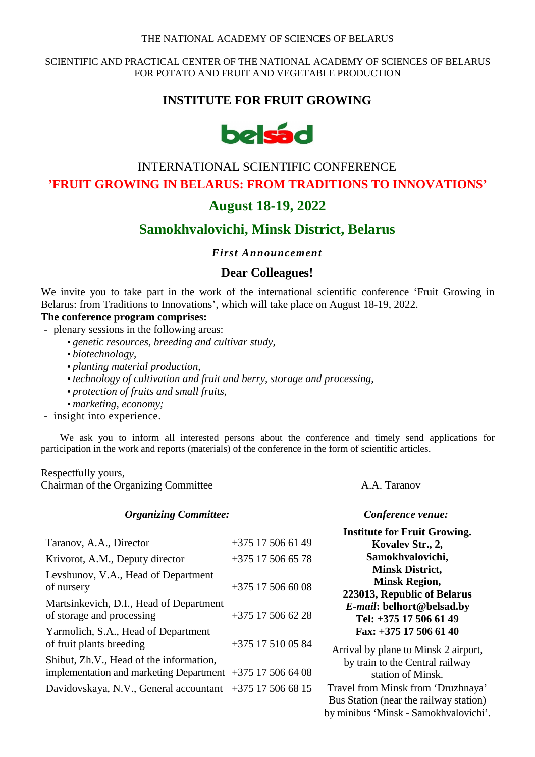THE NATIONAL ACADEMY OF SCIENCES OF BELARUS

SCIENTIFIC AND PRACTICAL CENTER OF THE NATIONAL ACADEMY OF SCIENCES OF BELARUS FOR POTATO AND FRUIT AND VEGETABLE PRODUCTION

# INSTITUTE FOR FRUIT GROWING

belsad

## INTERNATIONAL SCIENTIFIC CONFERENCE

## 'FRUIT GROWING IN BELARUS: FROM TRADITIONS TO INNOVATIONS'

## August 18-19, 2022

## Samokhvalovichi, Minsk District, Belarus

***First Announcement***

### Dear Colleagues!

We invite you to take part in the work of the international scientific conference 'Fruit Growing in Belarus: from Traditions to Innovations', which will take place on August 18-19, 2022.

**The conference program comprises:**

- plenary sessions in the following areas:
  - *genetic resources, breeding and cultivar study,*
  - *biotechnology,*
  - *planting material production,*
  - *technology of cultivation and fruit and berry, storage and processing,*
  - *protection of fruits and small fruits,*
  - *marketing, economy;*
- insight into experience.

We ask you to inform all interested persons about the conference and timely send applications for participation in the work and reports (materials) of the conference in the form of scientific articles.

Respectfully yours,
Chairman of the Organizing Committee A.A. Taranov

***Organizing Committee:***

| | |
|---|---|
| Taranov, A.A., Director | +375 17 506 61 49 |
| Krivorot, A.M., Deputy director | +375 17 506 65 78 |
| Levshunov, V.A., Head of Department of nursery | +375 17 506 60 08 |
| Martsinkevich, D.I., Head of Department of storage and processing | +375 17 506 62 28 |
| Yarmolich, S.A., Head of Department of fruit plants breeding | +375 17 510 05 84 |
| Shibut, Zh.V., Head of the information, implementation and marketing Department | +375 17 506 64 08 |
| Davidovskaya, N.V., General accountant | +375 17 506 68 15 |

***Conference venue:***

**Institute for Fruit Growing.**
**Kovalev Str., 2,**
**Samokhvalovichi,**
**Minsk District,**
**Minsk Region,**
**223013, Republic of Belarus**
***E-mail*: belhort@belsad.by**
**Tel: +375 17 506 61 49**
**Fax: +375 17 506 61 40**

Arrival by plane to Minsk 2 airport, by train to the Central railway station of Minsk.

Travel from Minsk from 'Druzhnaya' Bus Station (near the railway station) by minibus 'Minsk - Samokhvalovichi'.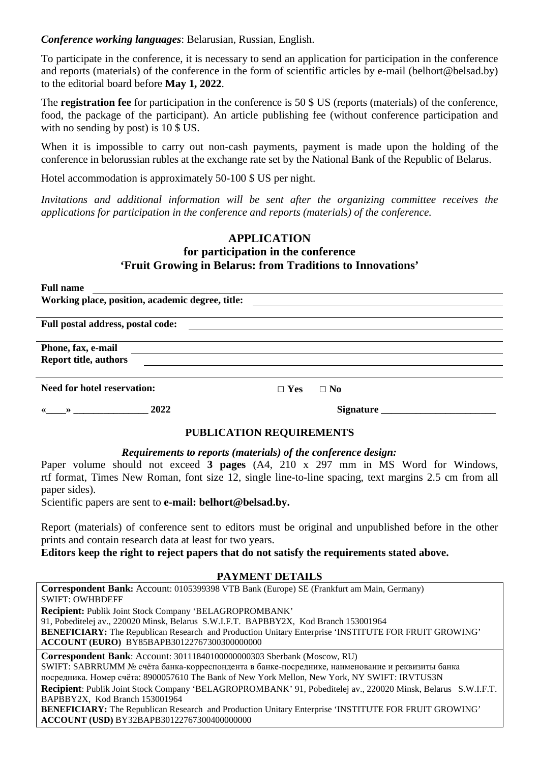***Conference working languages***: Belarusian, Russian, English.

To participate in the conference, it is necessary to send an application for participation in the conference and reports (materials) of the conference in the form of scientific articles by e-mail (belhort@belsad.by) to the editorial board before **May 1, 2022**.

The **registration fee** for participation in the conference is 50 $ US (reports (materials) of the conference, food, the package of the participant). An article publishing fee (without conference participation and with no sending by post) is 10 $ US.

When it is impossible to carry out non-cash payments, payment is made upon the holding of the conference in belorussian rubles at the exchange rate set by the National Bank of the Republic of Belarus.

Hotel accommodation is approximately 50-100 $ US per night.

*Invitations and additional information will be sent after the organizing committee receives the applications for participation in the conference and reports (materials) of the conference.*

## APPLICATION
## for participation in the conference
## 'Fruit Growing in Belarus: from Traditions to Innovations'

**Full name** ________________________________________

**Working place, position, academic degree, title:** ________________________________________

________________________________________

**Full postal address, postal code:** ________________________________________

________________________________________

**Phone, fax, e-mail** ________________________________________

**Report title, authors** ________________________________________

________________________________________

**Need for hotel reservation:** □ **Yes** □ **No**

**«____» _______________ 2022** **Signature** _______________________

## PUBLICATION REQUIREMENTS

***Requirements to reports (materials) of the conference design:***

Paper volume should not exceed **3 pages** (A4, 210 x 297 mm in MS Word for Windows, rtf format, Times New Roman, font size 12, single line-to-line spacing, text margins 2.5 cm from all paper sides).

Scientific papers are sent to **e-mail: belhort@belsad.by.**

Report (materials) of conference sent to editors must be original and unpublished before in the other prints and contain research data at least for two years.

**Editors keep the right to reject papers that do not satisfy the requirements stated above.**

## PAYMENT DETAILS

| |
|---|
| **Correspondent Bank:** Account: 0105399398 VTB Bank (Europe) SE (Frankfurt am Main, Germany) SWIFT: OWHBDEFF<br>**Recipient:** Publik Joint Stock Company 'BELAGROPROMBANK' 91, Pobeditelej av., 220020 Minsk, Belarus S.W.I.F.T. BAPBBY2X, Kod Branch 153001964<br>**BENEFICIARY:** The Republican Research and Production Unitary Enterprise 'INSTITUTE FOR FRUIT GROWING'<br>**ACCOUNT (EURO)** BY85BAPB30122767300300000000 |
| **Correspondent Bank**: Account: 30111840100000000303 Sberbank (Moscow, RU) SWIFT: SABRRUMM № счёта банка-корреспондента в банке-посреднике, наименование и реквизиты банка посредника. Номер счёта: 8900057610 The Bank of New York Mellon, New York, NY SWIFT: IRVTUS3N<br>**Recipient**: Publik Joint Stock Company 'BELAGROPROMBANK' 91, Pobeditelej av., 220020 Minsk, Belarus S.W.I.F.T. BAPBBY2X, Kod Branch 153001964<br>**BENEFICIARY:** The Republican Research and Production Unitary Enterprise 'INSTITUTE FOR FRUIT GROWING'<br>**ACCOUNT (USD)** BY32BAPB30122767300400000000 |